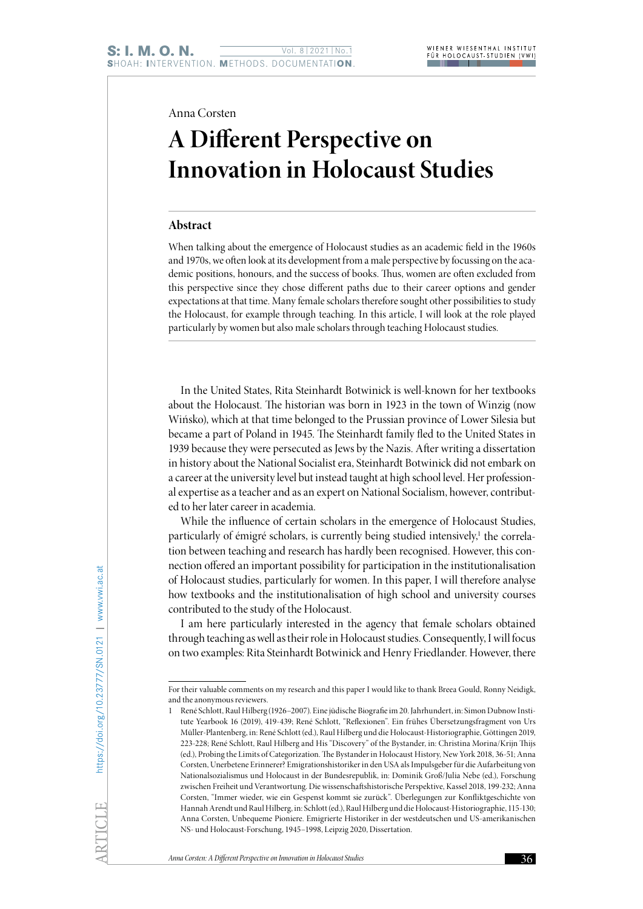Anna Corsten

# A Different Perspective on Innovation in Holocaust Studies

## Abstract

When talking about the emergence of Holocaust studies as an academic field in the 1960s and 1970s, we often look at its development from a male perspective by focussing on the academic positions, honours, and the success of books. Thus, women are often excluded from this perspective since they chose different paths due to their career options and gender expectations at that time. Many female scholars therefore sought other possibilities to study the Holocaust, for example through teaching. In this article, I will look at the role played particularly by women but also male scholars through teaching Holocaust studies.

In the United States, Rita Steinhardt Botwinick is well-known for her textbooks about the Holocaust. The historian was born in 1923 in the town of Winzig (now Wińsko), which at that time belonged to the Prussian province of Lower Silesia but became a part of Poland in 1945. The Steinhardt family fled to the United States in 1939 because they were persecuted as Jews by the Nazis. After writing a dissertation in history about the National Socialist era, Steinhardt Botwinick did not embark on a career at the university level but instead taught at high school level. Her professional expertise as a teacher and as an expert on National Socialism, however, contributed to her later career in academia.

While the influence of certain scholars in the emergence of Holocaust Studies, particularly of émigré scholars, is currently being studied intensively,[1] the correlation between teaching and research has hardly been recognised. However, this connection offered an important possibility for participation in the institutionalisation of Holocaust studies, particularly for women. In this paper, I will therefore analyse how textbooks and the institutionalisation of high school and university courses contributed to the study of the Holocaust.

I am here particularly interested in the agency that female scholars obtained through teaching as well as their role in Holocaust studies. Consequently, I will focus on two examples: Rita Steinhardt Botwinick and Henry Friedlander. However, there

---

For their valuable comments on my research and this paper I would like to thank Breea Gould, Ronny Neidigk, and the anonymous reviewers.

1 René Schlott, Raul Hilberg (1926–2007). Eine jüdische Biografie im 20. Jahrhundert, in: Simon Dubnow Institute Yearbook 16 (2019), 419-439; René Schlott, "Reflexionen". Ein frühes Übersetzungsfragment von Urs Müller-Plantenberg, in: René Schlott (ed.), Raul Hilberg und die Holocaust-Historiographie, Göttingen 2019, 223-228; René Schlott, Raul Hilberg and His "Discovery" of the Bystander, in: Christina Morina/Krijn Thijs (ed.), Probing the Limits of Categorization. The Bystander in Holocaust History, New York 2018, 36-51; Anna Corsten, Unerbetene Erinnerer? Emigrationshistoriker in den USA als Impulsgeber für die Aufarbeitung von Nationalsozialismus und Holocaust in der Bundesrepublik, in: Dominik Groß/Julia Nebe (ed.), Forschung zwischen Freiheit und Verantwortung. Die wissenschaftshistorische Perspektive, Kassel 2018, 199-232; Anna Corsten, "Immer wieder, wie ein Gespenst kommt sie zurück". Überlegungen zur Konfliktgeschichte von Hannah Arendt und Raul Hilberg, in: Schlott (ed.), Raul Hilberg und die Holocaust-Historiographie, 115-130; Anna Corsten, Unbequeme Pioniere. Emigrierte Historiker in der westdeutschen und US-amerikanischen NS- und Holocaust-Forschung, 1945–1998, Leipzig 2020, Dissertation.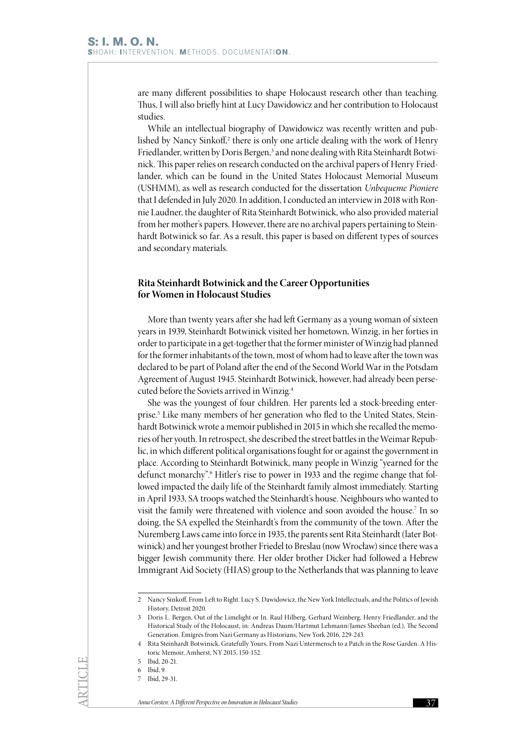are many different possibilities to shape Holocaust research other than teaching. Thus, I will also briefly hint at Lucy Dawidowicz and her contribution to Holocaust studies.

While an intellectual biography of Dawidowicz was recently written and published by Nancy Sinkoff,[2] there is only one article dealing with the work of Henry Friedlander, written by Doris Bergen,[3] and none dealing with Rita Steinhardt Botwinick. This paper relies on research conducted on the archival papers of Henry Friedlander, which can be found in the United States Holocaust Memorial Museum (USHMM), as well as research conducted for the dissertation *Unbequeme Pioniere* that I defended in July 2020. In addition, I conducted an interview in 2018 with Ronnie Laudner, the daughter of Rita Steinhardt Botwinick, who also provided material from her mother's papers. However, there are no archival papers pertaining to Steinhardt Botwinick so far. As a result, this paper is based on different types of sources and secondary materials.

## Rita Steinhardt Botwinick and the Career Opportunities for Women in Holocaust Studies

More than twenty years after she had left Germany as a young woman of sixteen years in 1939, Steinhardt Botwinick visited her hometown, Winzig, in her forties in order to participate in a get-together that the former minister of Winzig had planned for the former inhabitants of the town, most of whom had to leave after the town was declared to be part of Poland after the end of the Second World War in the Potsdam Agreement of August 1945. Steinhardt Botwinick, however, had already been persecuted before the Soviets arrived in Winzig.[4]

She was the youngest of four children. Her parents led a stock-breeding enterprise.[5] Like many members of her generation who fled to the United States, Steinhardt Botwinick wrote a memoir published in 2015 in which she recalled the memories of her youth. In retrospect, she described the street battles in the Weimar Republic, in which different political organisations fought for or against the government in place. According to Steinhardt Botwinick, many people in Winzig "yearned for the defunct monarchy".[6] Hitler's rise to power in 1933 and the regime change that followed impacted the daily life of the Steinhardt family almost immediately. Starting in April 1933, SA troops watched the Steinhardt's house. Neighbours who wanted to visit the family were threatened with violence and soon avoided the house.[7] In so doing, the SA expelled the Steinhardt's from the community of the town. After the Nuremberg Laws came into force in 1935, the parents sent Rita Steinhardt (later Botwinick) and her youngest brother Friedel to Breslau (now Wrocław) since there was a bigger Jewish community there. Her older brother Dicker had followed a Hebrew Immigrant Aid Society (HIAS) group to the Netherlands that was planning to leave

---

2 Nancy Sinkoff, From Left to Right. Lucy S. Dawidowicz, the New York Intellectuals, and the Politics of Jewish History, Detroit 2020.

3 Doris L. Bergen, Out of the Limelight or In. Raul Hilberg, Gerhard Weinberg, Henry Friedlander, and the Historical Study of the Holocaust, in: Andreas Daum/Hartmut Lehmann/James Sheehan (ed.), The Second Generation. Émigrés from Nazi Germany as Historians, New York 2016, 229-243.

4 Rita Steinhardt Botwinick, Gratefully Yours, From Nazi Untermensch to a Patch in the Rose Garden. A Historic Memoir, Amherst, NY 2015, 150-152.

5 Ibid, 20-21.

6 Ibid, 9.

7 Ibid, 29-31.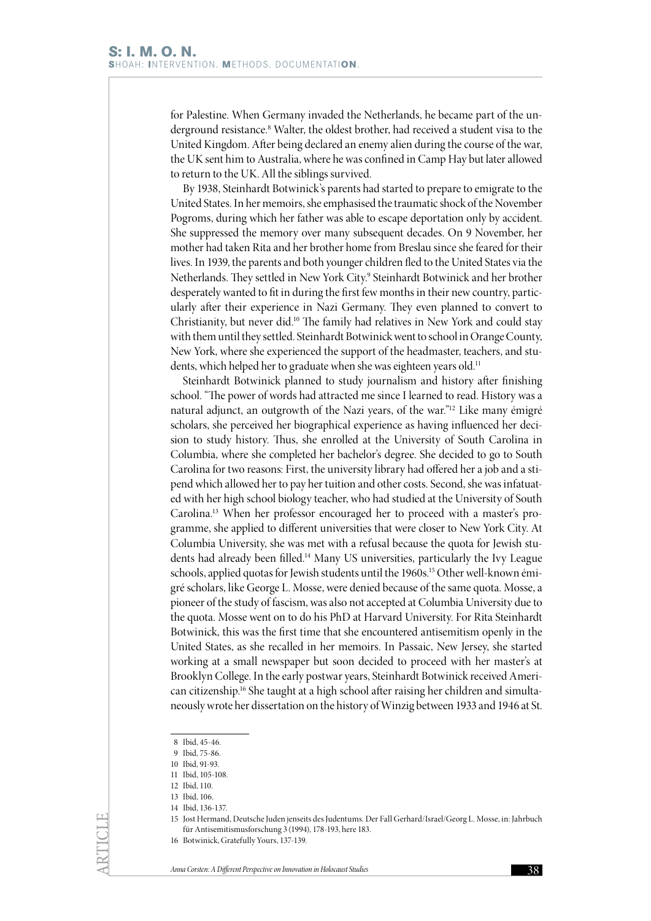for Palestine. When Germany invaded the Netherlands, he became part of the underground resistance.[8] Walter, the oldest brother, had received a student visa to the United Kingdom. After being declared an enemy alien during the course of the war, the UK sent him to Australia, where he was confined in Camp Hay but later allowed to return to the UK. All the siblings survived.

By 1938, Steinhardt Botwinick's parents had started to prepare to emigrate to the United States. In her memoirs, she emphasised the traumatic shock of the November Pogroms, during which her father was able to escape deportation only by accident. She suppressed the memory over many subsequent decades. On 9 November, her mother had taken Rita and her brother home from Breslau since she feared for their lives. In 1939, the parents and both younger children fled to the United States via the Netherlands. They settled in New York City.[9] Steinhardt Botwinick and her brother desperately wanted to fit in during the first few months in their new country, particularly after their experience in Nazi Germany. They even planned to convert to Christianity, but never did.[10] The family had relatives in New York and could stay with them until they settled. Steinhardt Botwinick went to school in Orange County, New York, where she experienced the support of the headmaster, teachers, and students, which helped her to graduate when she was eighteen years old.[11]

Steinhardt Botwinick planned to study journalism and history after finishing school. "The power of words had attracted me since I learned to read. History was a natural adjunct, an outgrowth of the Nazi years, of the war."[12] Like many émigré scholars, she perceived her biographical experience as having influenced her decision to study history. Thus, she enrolled at the University of South Carolina in Columbia, where she completed her bachelor's degree. She decided to go to South Carolina for two reasons: First, the university library had offered her a job and a stipend which allowed her to pay her tuition and other costs. Second, she was infatuated with her high school biology teacher, who had studied at the University of South Carolina.[13] When her professor encouraged her to proceed with a master's programme, she applied to different universities that were closer to New York City. At Columbia University, she was met with a refusal because the quota for Jewish students had already been filled.[14] Many US universities, particularly the Ivy League schools, applied quotas for Jewish students until the 1960s.[15] Other well-known émigré scholars, like George L. Mosse, were denied because of the same quota. Mosse, a pioneer of the study of fascism, was also not accepted at Columbia University due to the quota. Mosse went on to do his PhD at Harvard University. For Rita Steinhardt Botwinick, this was the first time that she encountered antisemitism openly in the United States, as she recalled in her memoirs. In Passaic, New Jersey, she started working at a small newspaper but soon decided to proceed with her master's at Brooklyn College. In the early postwar years, Steinhardt Botwinick received American citizenship.[16] She taught at a high school after raising her children and simultaneously wrote her dissertation on the history of Winzig between 1933 and 1946 at St.

---

8 Ibid, 45-46.

9 Ibid, 75-86.

10 Ibid, 91-93.

11 Ibid, 105-108.

12 Ibid, 110.

13 Ibid, 106.

14 Ibid, 136-137.

15 Jost Hermand, Deutsche Juden jenseits des Judentums. Der Fall Gerhard/Israel/Georg L. Mosse, in: Jahrbuch für Antisemitismusforschung 3 (1994), 178-193, here 183.

16 Botwinick, Gratefully Yours, 137-139.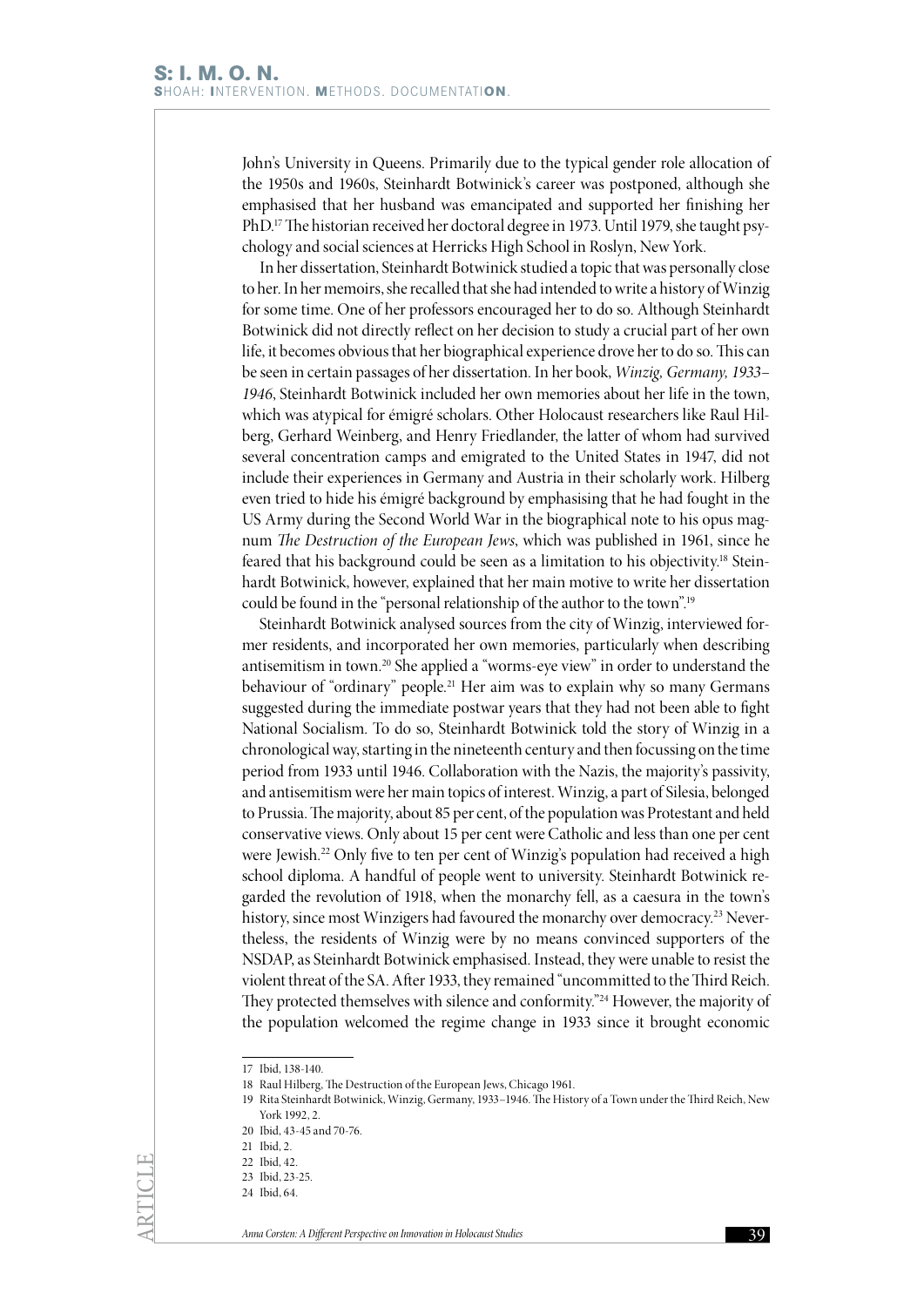John's University in Queens. Primarily due to the typical gender role allocation of the 1950s and 1960s, Steinhardt Botwinick's career was postponed, although she emphasised that her husband was emancipated and supported her finishing her PhD.[17] The historian received her doctoral degree in 1973. Until 1979, she taught psychology and social sciences at Herricks High School in Roslyn, New York.

In her dissertation, Steinhardt Botwinick studied a topic that was personally close to her. In her memoirs, she recalled that she had intended to write a history of Winzig for some time. One of her professors encouraged her to do so. Although Steinhardt Botwinick did not directly reflect on her decision to study a crucial part of her own life, it becomes obvious that her biographical experience drove her to do so. This can be seen in certain passages of her dissertation. In her book, *Winzig, Germany, 1933–1946*, Steinhardt Botwinick included her own memories about her life in the town, which was atypical for émigré scholars. Other Holocaust researchers like Raul Hilberg, Gerhard Weinberg, and Henry Friedlander, the latter of whom had survived several concentration camps and emigrated to the United States in 1947, did not include their experiences in Germany and Austria in their scholarly work. Hilberg even tried to hide his émigré background by emphasising that he had fought in the US Army during the Second World War in the biographical note to his opus magnum *The Destruction of the European Jews*, which was published in 1961, since he feared that his background could be seen as a limitation to his objectivity.[18] Steinhardt Botwinick, however, explained that her main motive to write her dissertation could be found in the "personal relationship of the author to the town".[19]

Steinhardt Botwinick analysed sources from the city of Winzig, interviewed former residents, and incorporated her own memories, particularly when describing antisemitism in town.[20] She applied a "worms-eye view" in order to understand the behaviour of "ordinary" people.[21] Her aim was to explain why so many Germans suggested during the immediate postwar years that they had not been able to fight National Socialism. To do so, Steinhardt Botwinick told the story of Winzig in a chronological way, starting in the nineteenth century and then focussing on the time period from 1933 until 1946. Collaboration with the Nazis, the majority's passivity, and antisemitism were her main topics of interest. Winzig, a part of Silesia, belonged to Prussia. The majority, about 85 per cent, of the population was Protestant and held conservative views. Only about 15 per cent were Catholic and less than one per cent were Jewish.[22] Only five to ten per cent of Winzig's population had received a high school diploma. A handful of people went to university. Steinhardt Botwinick regarded the revolution of 1918, when the monarchy fell, as a caesura in the town's history, since most Winzigers had favoured the monarchy over democracy.[23] Nevertheless, the residents of Winzig were by no means convinced supporters of the NSDAP, as Steinhardt Botwinick emphasised. Instead, they were unable to resist the violent threat of the SA. After 1933, they remained "uncommitted to the Third Reich. They protected themselves with silence and conformity."[24] However, the majority of the population welcomed the regime change in 1933 since it brought economic

---

17 Ibid, 138-140.

18 Raul Hilberg, The Destruction of the European Jews, Chicago 1961.

19 Rita Steinhardt Botwinick, Winzig, Germany, 1933–1946. The History of a Town under the Third Reich, New York 1992, 2.

20 Ibid, 43-45 and 70-76.

21 Ibid, 2.

22 Ibid, 42.

23 Ibid, 23-25.

24 Ibid, 64.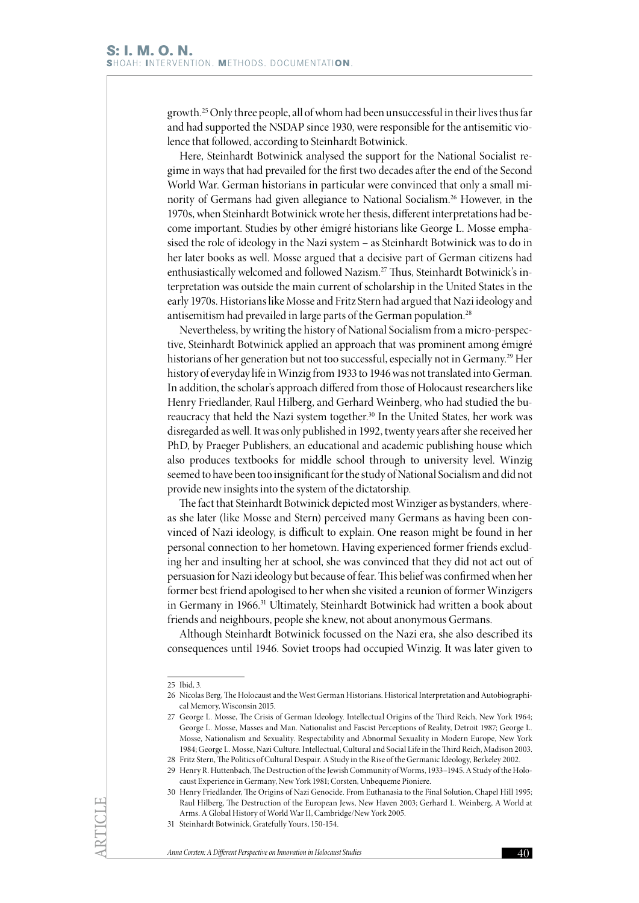growth.[25] Only three people, all of whom had been unsuccessful in their lives thus far and had supported the NSDAP since 1930, were responsible for the antisemitic violence that followed, according to Steinhardt Botwinick.

Here, Steinhardt Botwinick analysed the support for the National Socialist regime in ways that had prevailed for the first two decades after the end of the Second World War. German historians in particular were convinced that only a small minority of Germans had given allegiance to National Socialism.[26] However, in the 1970s, when Steinhardt Botwinick wrote her thesis, different interpretations had become important. Studies by other émigré historians like George L. Mosse emphasised the role of ideology in the Nazi system – as Steinhardt Botwinick was to do in her later books as well. Mosse argued that a decisive part of German citizens had enthusiastically welcomed and followed Nazism.[27] Thus, Steinhardt Botwinick's interpretation was outside the main current of scholarship in the United States in the early 1970s. Historians like Mosse and Fritz Stern had argued that Nazi ideology and antisemitism had prevailed in large parts of the German population.[28]

Nevertheless, by writing the history of National Socialism from a micro-perspective, Steinhardt Botwinick applied an approach that was prominent among émigré historians of her generation but not too successful, especially not in Germany.[29] Her history of everyday life in Winzig from 1933 to 1946 was not translated into German. In addition, the scholar's approach differed from those of Holocaust researchers like Henry Friedlander, Raul Hilberg, and Gerhard Weinberg, who had studied the bureaucracy that held the Nazi system together.[30] In the United States, her work was disregarded as well. It was only published in 1992, twenty years after she received her PhD, by Praeger Publishers, an educational and academic publishing house which also produces textbooks for middle school through to university level. Winzig seemed to have been too insignificant for the study of National Socialism and did not provide new insights into the system of the dictatorship.

The fact that Steinhardt Botwinick depicted most Winziger as bystanders, whereas she later (like Mosse and Stern) perceived many Germans as having been convinced of Nazi ideology, is difficult to explain. One reason might be found in her personal connection to her hometown. Having experienced former friends excluding her and insulting her at school, she was convinced that they did not act out of persuasion for Nazi ideology but because of fear. This belief was confirmed when her former best friend apologised to her when she visited a reunion of former Winzigers in Germany in 1966.[31] Ultimately, Steinhardt Botwinick had written a book about friends and neighbours, people she knew, not about anonymous Germans.

Although Steinhardt Botwinick focussed on the Nazi era, she also described its consequences until 1946. Soviet troops had occupied Winzig. It was later given to

---

25 Ibid, 3.

26 Nicolas Berg, The Holocaust and the West German Historians. Historical Interpretation and Autobiographical Memory, Wisconsin 2015.

27 George L. Mosse, The Crisis of German Ideology. Intellectual Origins of the Third Reich, New York 1964; George L. Mosse, Masses and Man. Nationalist and Fascist Perceptions of Reality, Detroit 1987; George L. Mosse, Nationalism and Sexuality. Respectability and Abnormal Sexuality in Modern Europe, New York 1984; George L. Mosse, Nazi Culture. Intellectual, Cultural and Social Life in the Third Reich, Madison 2003.

28 Fritz Stern, The Politics of Cultural Despair. A Study in the Rise of the Germanic Ideology, Berkeley 2002.

29 Henry R. Huttenbach, The Destruction of the Jewish Community of Worms, 1933–1945. A Study of the Holocaust Experience in Germany, New York 1981; Corsten, Unbequeme Pioniere.

30 Henry Friedlander, The Origins of Nazi Genocide. From Euthanasia to the Final Solution, Chapel Hill 1995; Raul Hilberg, The Destruction of the European Jews, New Haven 2003; Gerhard L. Weinberg, A World at Arms. A Global History of World War II, Cambridge/New York 2005.

31 Steinhardt Botwinick, Gratefully Yours, 150-154.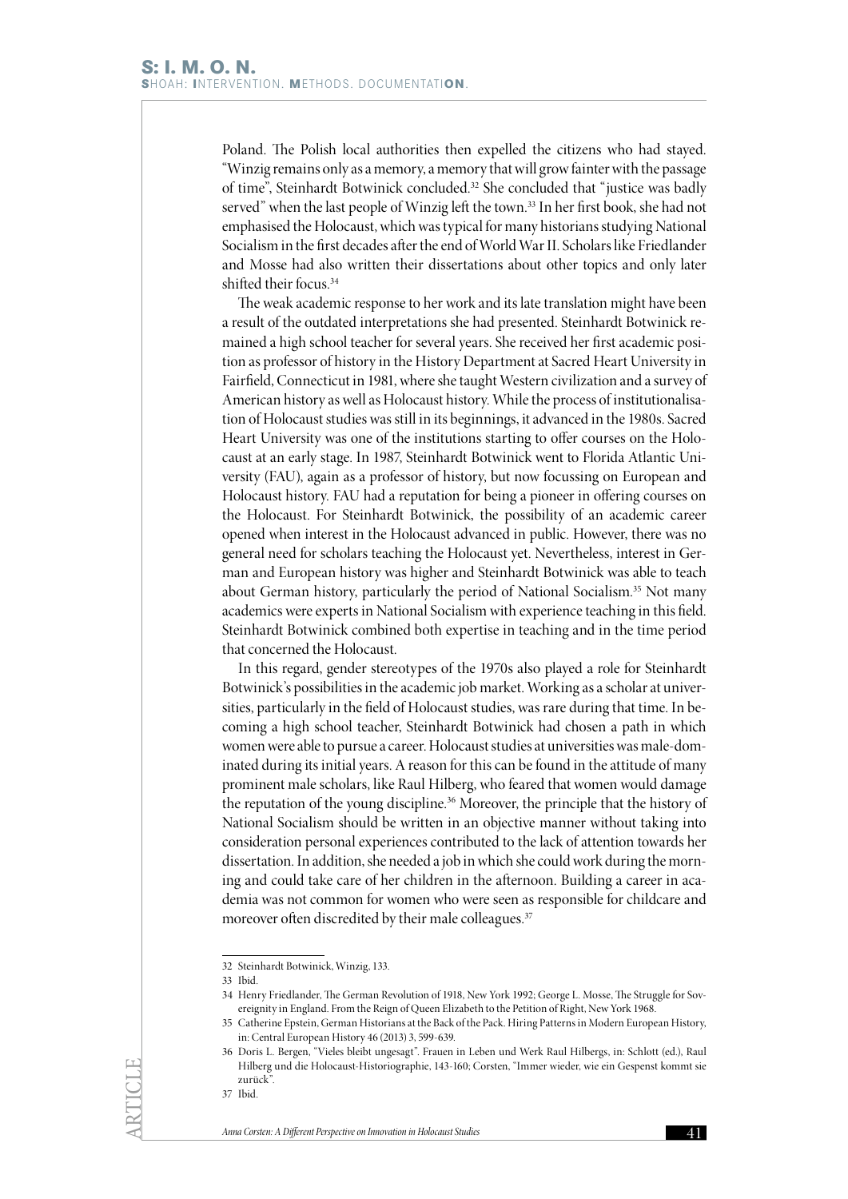Poland. The Polish local authorities then expelled the citizens who had stayed. "Winzig remains only as a memory, a memory that will grow fainter with the passage of time", Steinhardt Botwinick concluded.[32] She concluded that "justice was badly served" when the last people of Winzig left the town.[33] In her first book, she had not emphasised the Holocaust, which was typical for many historians studying National Socialism in the first decades after the end of World War II. Scholars like Friedlander and Mosse had also written their dissertations about other topics and only later shifted their focus.[34]

The weak academic response to her work and its late translation might have been a result of the outdated interpretations she had presented. Steinhardt Botwinick remained a high school teacher for several years. She received her first academic position as professor of history in the History Department at Sacred Heart University in Fairfield, Connecticut in 1981, where she taught Western civilization and a survey of American history as well as Holocaust history. While the process of institutionalisation of Holocaust studies was still in its beginnings, it advanced in the 1980s. Sacred Heart University was one of the institutions starting to offer courses on the Holocaust at an early stage. In 1987, Steinhardt Botwinick went to Florida Atlantic University (FAU), again as a professor of history, but now focussing on European and Holocaust history. FAU had a reputation for being a pioneer in offering courses on the Holocaust. For Steinhardt Botwinick, the possibility of an academic career opened when interest in the Holocaust advanced in public. However, there was no general need for scholars teaching the Holocaust yet. Nevertheless, interest in German and European history was higher and Steinhardt Botwinick was able to teach about German history, particularly the period of National Socialism.[35] Not many academics were experts in National Socialism with experience teaching in this field. Steinhardt Botwinick combined both expertise in teaching and in the time period that concerned the Holocaust.

In this regard, gender stereotypes of the 1970s also played a role for Steinhardt Botwinick's possibilities in the academic job market. Working as a scholar at universities, particularly in the field of Holocaust studies, was rare during that time. In becoming a high school teacher, Steinhardt Botwinick had chosen a path in which women were able to pursue a career. Holocaust studies at universities was male-dominated during its initial years. A reason for this can be found in the attitude of many prominent male scholars, like Raul Hilberg, who feared that women would damage the reputation of the young discipline.[36] Moreover, the principle that the history of National Socialism should be written in an objective manner without taking into consideration personal experiences contributed to the lack of attention towards her dissertation. In addition, she needed a job in which she could work during the morning and could take care of her children in the afternoon. Building a career in academia was not common for women who were seen as responsible for childcare and moreover often discredited by their male colleagues.[37]

---

32 Steinhardt Botwinick, Winzig, 133.

33 Ibid.

34 Henry Friedlander, The German Revolution of 1918, New York 1992; George L. Mosse, The Struggle for Sovereignity in England. From the Reign of Queen Elizabeth to the Petition of Right, New York 1968.

35 Catherine Epstein, German Historians at the Back of the Pack. Hiring Patterns in Modern European History, in: Central European History 46 (2013) 3, 599-639.

36 Doris L. Bergen, "Vieles bleibt ungesagt". Frauen in Leben und Werk Raul Hilbergs, in: Schlott (ed.), Raul Hilberg und die Holocaust-Historiographie, 143-160; Corsten, "Immer wieder, wie ein Gespenst kommt sie zurück".

37 Ibid.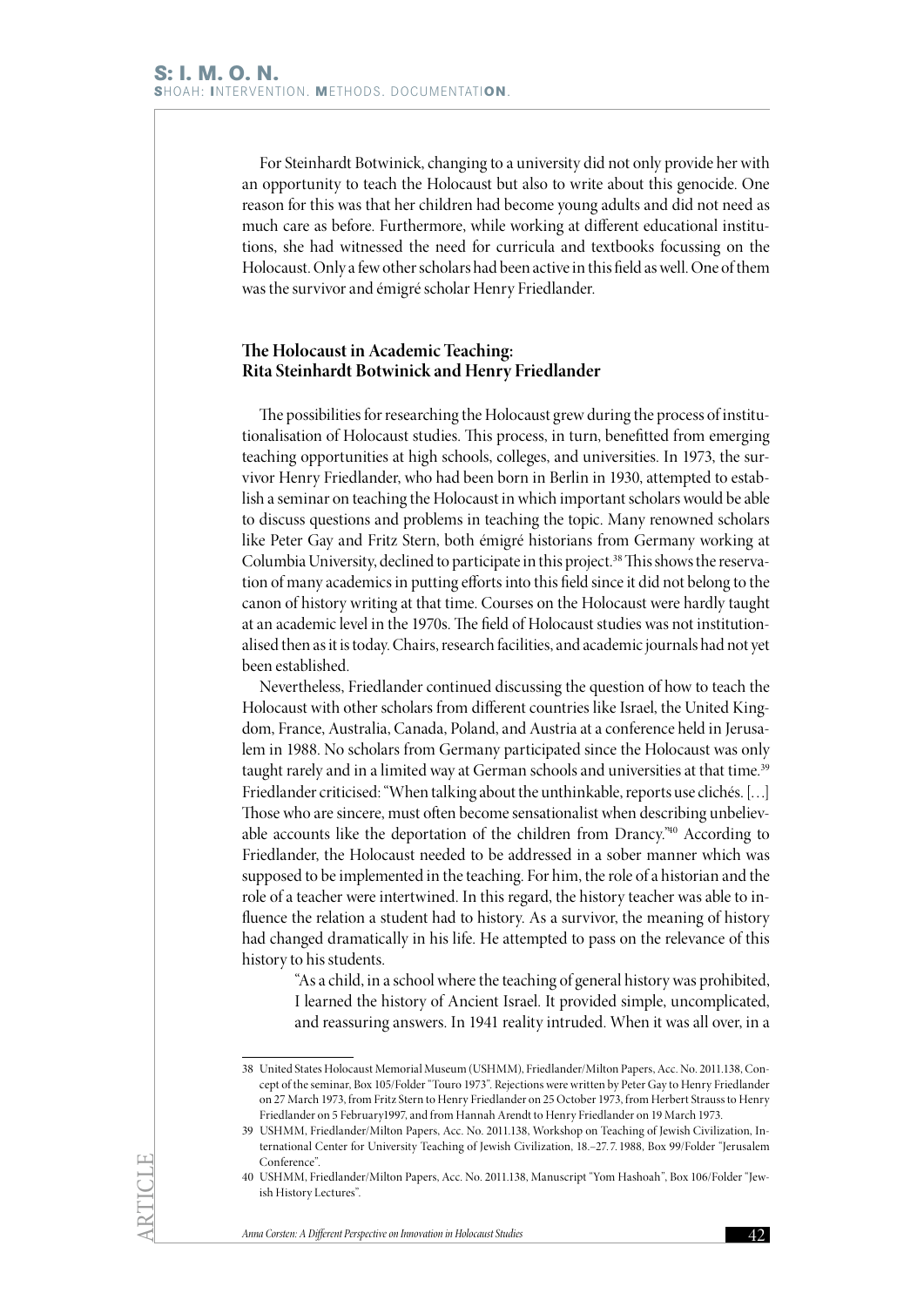For Steinhardt Botwinick, changing to a university did not only provide her with an opportunity to teach the Holocaust but also to write about this genocide. One reason for this was that her children had become young adults and did not need as much care as before. Furthermore, while working at different educational institutions, she had witnessed the need for curricula and textbooks focussing on the Holocaust. Only a few other scholars had been active in this field as well. One of them was the survivor and émigré scholar Henry Friedlander.

## The Holocaust in Academic Teaching: Rita Steinhardt Botwinick and Henry Friedlander

The possibilities for researching the Holocaust grew during the process of institutionalisation of Holocaust studies. This process, in turn, benefitted from emerging teaching opportunities at high schools, colleges, and universities. In 1973, the survivor Henry Friedlander, who had been born in Berlin in 1930, attempted to establish a seminar on teaching the Holocaust in which important scholars would be able to discuss questions and problems in teaching the topic. Many renowned scholars like Peter Gay and Fritz Stern, both émigré historians from Germany working at Columbia University, declined to participate in this project.[38] This shows the reservation of many academics in putting efforts into this field since it did not belong to the canon of history writing at that time. Courses on the Holocaust were hardly taught at an academic level in the 1970s. The field of Holocaust studies was not institutionalised then as it is today. Chairs, research facilities, and academic journals had not yet been established.

Nevertheless, Friedlander continued discussing the question of how to teach the Holocaust with other scholars from different countries like Israel, the United Kingdom, France, Australia, Canada, Poland, and Austria at a conference held in Jerusalem in 1988. No scholars from Germany participated since the Holocaust was only taught rarely and in a limited way at German schools and universities at that time.[39] Friedlander criticised: "When talking about the unthinkable, reports use clichés. […] Those who are sincere, must often become sensationalist when describing unbelievable accounts like the deportation of the children from Drancy."[40] According to Friedlander, the Holocaust needed to be addressed in a sober manner which was supposed to be implemented in the teaching. For him, the role of a historian and the role of a teacher were intertwined. In this regard, the history teacher was able to influence the relation a student had to history. As a survivor, the meaning of history had changed dramatically in his life. He attempted to pass on the relevance of this history to his students.

> "As a child, in a school where the teaching of general history was prohibited, I learned the history of Ancient Israel. It provided simple, uncomplicated, and reassuring answers. In 1941 reality intruded. When it was all over, in a

---

38 United States Holocaust Memorial Museum (USHMM), Friedlander/Milton Papers, Acc. No. 2011.138, Concept of the seminar, Box 105/Folder "Touro 1973". Rejections were written by Peter Gay to Henry Friedlander on 27 March 1973, from Fritz Stern to Henry Friedlander on 25 October 1973, from Herbert Strauss to Henry Friedlander on 5 February1997, and from Hannah Arendt to Henry Friedlander on 19 March 1973.

39 USHMM, Friedlander/Milton Papers, Acc. No. 2011.138, Workshop on Teaching of Jewish Civilization, International Center for University Teaching of Jewish Civilization, 18.–27.7.1988, Box 99/Folder "Jerusalem Conference".

40 USHMM, Friedlander/Milton Papers, Acc. No. 2011.138, Manuscript "Yom Hashoah", Box 106/Folder "Jewish History Lectures".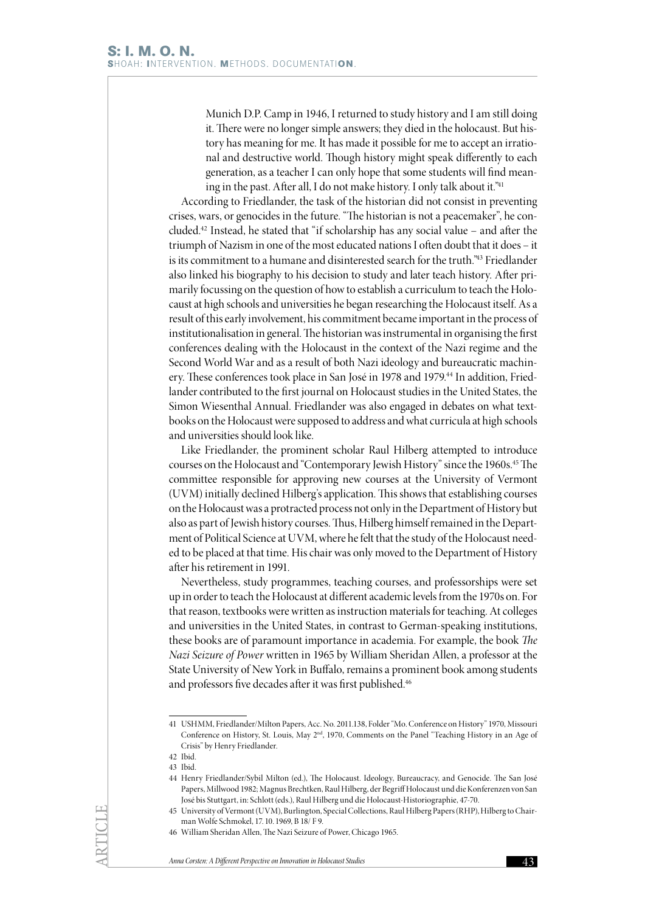> Munich D.P. Camp in 1946, I returned to study history and I am still doing it. There were no longer simple answers; they died in the holocaust. But history has meaning for me. It has made it possible for me to accept an irrational and destructive world. Though history might speak differently to each generation, as a teacher I can only hope that some students will find meaning in the past. After all, I do not make history. I only talk about it."[41]

According to Friedlander, the task of the historian did not consist in preventing crises, wars, or genocides in the future. "The historian is not a peacemaker", he concluded.[42] Instead, he stated that "if scholarship has any social value – and after the triumph of Nazism in one of the most educated nations I often doubt that it does – it is its commitment to a humane and disinterested search for the truth."[43] Friedlander also linked his biography to his decision to study and later teach history. After primarily focussing on the question of how to establish a curriculum to teach the Holocaust at high schools and universities he began researching the Holocaust itself. As a result of this early involvement, his commitment became important in the process of institutionalisation in general. The historian was instrumental in organising the first conferences dealing with the Holocaust in the context of the Nazi regime and the Second World War and as a result of both Nazi ideology and bureaucratic machinery. These conferences took place in San José in 1978 and 1979.[44] In addition, Friedlander contributed to the first journal on Holocaust studies in the United States, the Simon Wiesenthal Annual. Friedlander was also engaged in debates on what textbooks on the Holocaust were supposed to address and what curricula at high schools and universities should look like.

Like Friedlander, the prominent scholar Raul Hilberg attempted to introduce courses on the Holocaust and "Contemporary Jewish History" since the 1960s.[45] The committee responsible for approving new courses at the University of Vermont (UVM) initially declined Hilberg's application. This shows that establishing courses on the Holocaust was a protracted process not only in the Department of History but also as part of Jewish history courses. Thus, Hilberg himself remained in the Department of Political Science at UVM, where he felt that the study of the Holocaust needed to be placed at that time. His chair was only moved to the Department of History after his retirement in 1991.

Nevertheless, study programmes, teaching courses, and professorships were set up in order to teach the Holocaust at different academic levels from the 1970s on. For that reason, textbooks were written as instruction materials for teaching. At colleges and universities in the United States, in contrast to German-speaking institutions, these books are of paramount importance in academia. For example, the book *The Nazi Seizure of Power* written in 1965 by William Sheridan Allen, a professor at the State University of New York in Buffalo, remains a prominent book among students and professors five decades after it was first published.[46]

---

41 USHMM, Friedlander/Milton Papers, Acc. No. 2011.138, Folder "Mo. Conference on History" 1970, Missouri Conference on History, St. Louis, May 2nd, 1970, Comments on the Panel "Teaching History in an Age of Crisis" by Henry Friedlander.

42 Ibid.

43 Ibid.

44 Henry Friedlander/Sybil Milton (ed.), The Holocaust. Ideology, Bureaucracy, and Genocide. The San José Papers, Millwood 1982; Magnus Brechtken, Raul Hilberg, der Begriff Holocaust und die Konferenzen von San José bis Stuttgart, in: Schlott (eds.), Raul Hilberg und die Holocaust-Historiographie, 47-70.

45 University of Vermont (UVM), Burlington, Special Collections, Raul Hilberg Papers (RHP), Hilberg to Chairman Wolfe Schmokel, 17. 10. 1969, B 18/ F 9.

46 William Sheridan Allen, The Nazi Seizure of Power, Chicago 1965.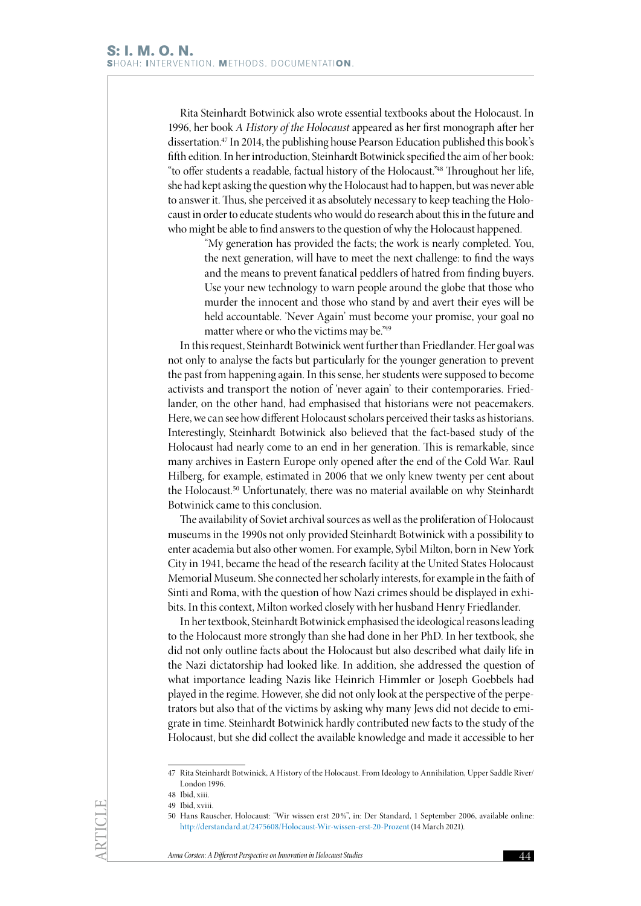Rita Steinhardt Botwinick also wrote essential textbooks about the Holocaust. In 1996, her book *A History of the Holocaust* appeared as her first monograph after her dissertation.[47] In 2014, the publishing house Pearson Education published this book's fifth edition. In her introduction, Steinhardt Botwinick specified the aim of her book: "to offer students a readable, factual history of the Holocaust."[48] Throughout her life, she had kept asking the question why the Holocaust had to happen, but was never able to answer it. Thus, she perceived it as absolutely necessary to keep teaching the Holocaust in order to educate students who would do research about this in the future and who might be able to find answers to the question of why the Holocaust happened.

> "My generation has provided the facts; the work is nearly completed. You, the next generation, will have to meet the next challenge: to find the ways and the means to prevent fanatical peddlers of hatred from finding buyers. Use your new technology to warn people around the globe that those who murder the innocent and those who stand by and avert their eyes will be held accountable. 'Never Again' must become your promise, your goal no matter where or who the victims may be."[49]

In this request, Steinhardt Botwinick went further than Friedlander. Her goal was not only to analyse the facts but particularly for the younger generation to prevent the past from happening again. In this sense, her students were supposed to become activists and transport the notion of 'never again' to their contemporaries. Friedlander, on the other hand, had emphasised that historians were not peacemakers. Here, we can see how different Holocaust scholars perceived their tasks as historians. Interestingly, Steinhardt Botwinick also believed that the fact-based study of the Holocaust had nearly come to an end in her generation. This is remarkable, since many archives in Eastern Europe only opened after the end of the Cold War. Raul Hilberg, for example, estimated in 2006 that we only knew twenty per cent about the Holocaust.[50] Unfortunately, there was no material available on why Steinhardt Botwinick came to this conclusion.

The availability of Soviet archival sources as well as the proliferation of Holocaust museums in the 1990s not only provided Steinhardt Botwinick with a possibility to enter academia but also other women. For example, Sybil Milton, born in New York City in 1941, became the head of the research facility at the United States Holocaust Memorial Museum. She connected her scholarly interests, for example in the faith of Sinti and Roma, with the question of how Nazi crimes should be displayed in exhibits. In this context, Milton worked closely with her husband Henry Friedlander.

In her textbook, Steinhardt Botwinick emphasised the ideological reasons leading to the Holocaust more strongly than she had done in her PhD. In her textbook, she did not only outline facts about the Holocaust but also described what daily life in the Nazi dictatorship had looked like. In addition, she addressed the question of what importance leading Nazis like Heinrich Himmler or Joseph Goebbels had played in the regime. However, she did not only look at the perspective of the perpetrators but also that of the victims by asking why many Jews did not decide to emigrate in time. Steinhardt Botwinick hardly contributed new facts to the study of the Holocaust, but she did collect the available knowledge and made it accessible to her

---

47 Rita Steinhardt Botwinick, A History of the Holocaust. From Ideology to Annihilation, Upper Saddle River/London 1996.

48 Ibid, xiii.

49 Ibid, xviii.

50 Hans Rauscher, Holocaust: "Wir wissen erst 20 %", in: Der Standard, 1 September 2006, available online: http://derstandard.at/2475608/Holocaust-Wir-wissen-erst-20-Prozent (14 March 2021).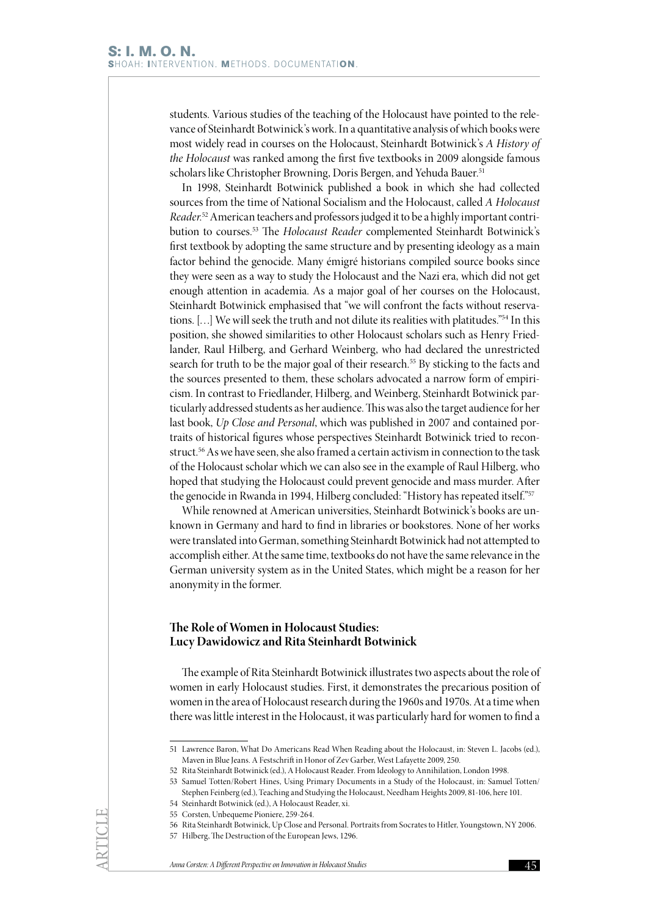students. Various studies of the teaching of the Holocaust have pointed to the relevance of Steinhardt Botwinick's work. In a quantitative analysis of which books were most widely read in courses on the Holocaust, Steinhardt Botwinick's *A History of the Holocaust* was ranked among the first five textbooks in 2009 alongside famous scholars like Christopher Browning, Doris Bergen, and Yehuda Bauer.[51]

In 1998, Steinhardt Botwinick published a book in which she had collected sources from the time of National Socialism and the Holocaust, called *A Holocaust Reader*.[52] American teachers and professors judged it to be a highly important contribution to courses.[53] The *Holocaust Reader* complemented Steinhardt Botwinick's first textbook by adopting the same structure and by presenting ideology as a main factor behind the genocide. Many émigré historians compiled source books since they were seen as a way to study the Holocaust and the Nazi era, which did not get enough attention in academia. As a major goal of her courses on the Holocaust, Steinhardt Botwinick emphasised that "we will confront the facts without reservations. […] We will seek the truth and not dilute its realities with platitudes."[54] In this position, she showed similarities to other Holocaust scholars such as Henry Friedlander, Raul Hilberg, and Gerhard Weinberg, who had declared the unrestricted search for truth to be the major goal of their research.[55] By sticking to the facts and the sources presented to them, these scholars advocated a narrow form of empiricism. In contrast to Friedlander, Hilberg, and Weinberg, Steinhardt Botwinick particularly addressed students as her audience. This was also the target audience for her last book, *Up Close and Personal*, which was published in 2007 and contained portraits of historical figures whose perspectives Steinhardt Botwinick tried to reconstruct.[56] As we have seen, she also framed a certain activism in connection to the task of the Holocaust scholar which we can also see in the example of Raul Hilberg, who hoped that studying the Holocaust could prevent genocide and mass murder. After the genocide in Rwanda in 1994, Hilberg concluded: "History has repeated itself."[57]

While renowned at American universities, Steinhardt Botwinick's books are unknown in Germany and hard to find in libraries or bookstores. None of her works were translated into German, something Steinhardt Botwinick had not attempted to accomplish either. At the same time, textbooks do not have the same relevance in the German university system as in the United States, which might be a reason for her anonymity in the former.

## The Role of Women in Holocaust Studies: Lucy Dawidowicz and Rita Steinhardt Botwinick

The example of Rita Steinhardt Botwinick illustrates two aspects about the role of women in early Holocaust studies. First, it demonstrates the precarious position of women in the area of Holocaust research during the 1960s and 1970s. At a time when there was little interest in the Holocaust, it was particularly hard for women to find a

---

51 Lawrence Baron, What Do Americans Read When Reading about the Holocaust, in: Steven L. Jacobs (ed.), Maven in Blue Jeans. A Festschrift in Honor of Zev Garber, West Lafayette 2009, 250.

52 Rita Steinhardt Botwinick (ed.), A Holocaust Reader. From Ideology to Annihilation, London 1998.

53 Samuel Totten/Robert Hines, Using Primary Documents in a Study of the Holocaust, in: Samuel Totten/Stephen Feinberg (ed.), Teaching and Studying the Holocaust, Needham Heights 2009, 81-106, here 101.

54 Steinhardt Botwinick (ed.), A Holocaust Reader, xi.

55 Corsten, Unbequeme Pioniere, 259-264.

56 Rita Steinhardt Botwinick, Up Close and Personal. Portraits from Socrates to Hitler, Youngstown, NY 2006.

57 Hilberg, The Destruction of the European Jews, 1296.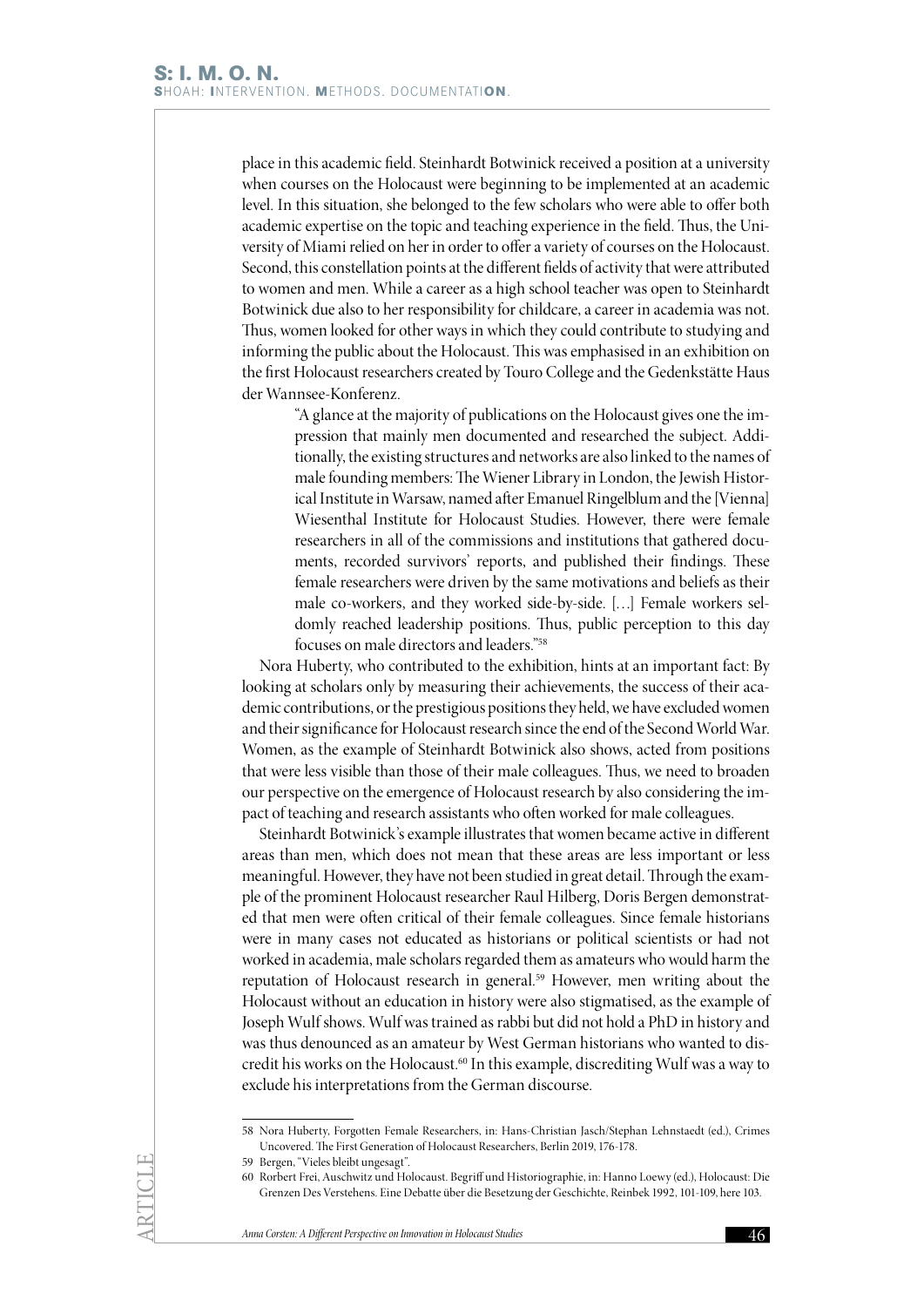place in this academic field. Steinhardt Botwinick received a position at a university when courses on the Holocaust were beginning to be implemented at an academic level. In this situation, she belonged to the few scholars who were able to offer both academic expertise on the topic and teaching experience in the field. Thus, the University of Miami relied on her in order to offer a variety of courses on the Holocaust. Second, this constellation points at the different fields of activity that were attributed to women and men. While a career as a high school teacher was open to Steinhardt Botwinick due also to her responsibility for childcare, a career in academia was not. Thus, women looked for other ways in which they could contribute to studying and informing the public about the Holocaust. This was emphasised in an exhibition on the first Holocaust researchers created by Touro College and the Gedenkstätte Haus der Wannsee-Konferenz.

> "A glance at the majority of publications on the Holocaust gives one the impression that mainly men documented and researched the subject. Additionally, the existing structures and networks are also linked to the names of male founding members: The Wiener Library in London, the Jewish Historical Institute in Warsaw, named after Emanuel Ringelblum and the [Vienna] Wiesenthal Institute for Holocaust Studies. However, there were female researchers in all of the commissions and institutions that gathered documents, recorded survivors' reports, and published their findings. These female researchers were driven by the same motivations and beliefs as their male co-workers, and they worked side-by-side. […] Female workers seldomly reached leadership positions. Thus, public perception to this day focuses on male directors and leaders."[58]

Nora Huberty, who contributed to the exhibition, hints at an important fact: By looking at scholars only by measuring their achievements, the success of their academic contributions, or the prestigious positions they held, we have excluded women and their significance for Holocaust research since the end of the Second World War. Women, as the example of Steinhardt Botwinick also shows, acted from positions that were less visible than those of their male colleagues. Thus, we need to broaden our perspective on the emergence of Holocaust research by also considering the impact of teaching and research assistants who often worked for male colleagues.

Steinhardt Botwinick's example illustrates that women became active in different areas than men, which does not mean that these areas are less important or less meaningful. However, they have not been studied in great detail. Through the example of the prominent Holocaust researcher Raul Hilberg, Doris Bergen demonstrated that men were often critical of their female colleagues. Since female historians were in many cases not educated as historians or political scientists or had not worked in academia, male scholars regarded them as amateurs who would harm the reputation of Holocaust research in general.[59] However, men writing about the Holocaust without an education in history were also stigmatised, as the example of Joseph Wulf shows. Wulf was trained as rabbi but did not hold a PhD in history and was thus denounced as an amateur by West German historians who wanted to discredit his works on the Holocaust.[60] In this example, discrediting Wulf was a way to exclude his interpretations from the German discourse.

---

58 Nora Huberty, Forgotten Female Researchers, in: Hans-Christian Jasch/Stephan Lehnstaedt (ed.), Crimes Uncovered. The First Generation of Holocaust Researchers, Berlin 2019, 176-178.

59 Bergen, "Vieles bleibt ungesagt".

60 Rorbert Frei, Auschwitz und Holocaust. Begriff und Historiographie, in: Hanno Loewy (ed.), Holocaust: Die Grenzen Des Verstehens. Eine Debatte über die Besetzung der Geschichte, Reinbek 1992, 101-109, here 103.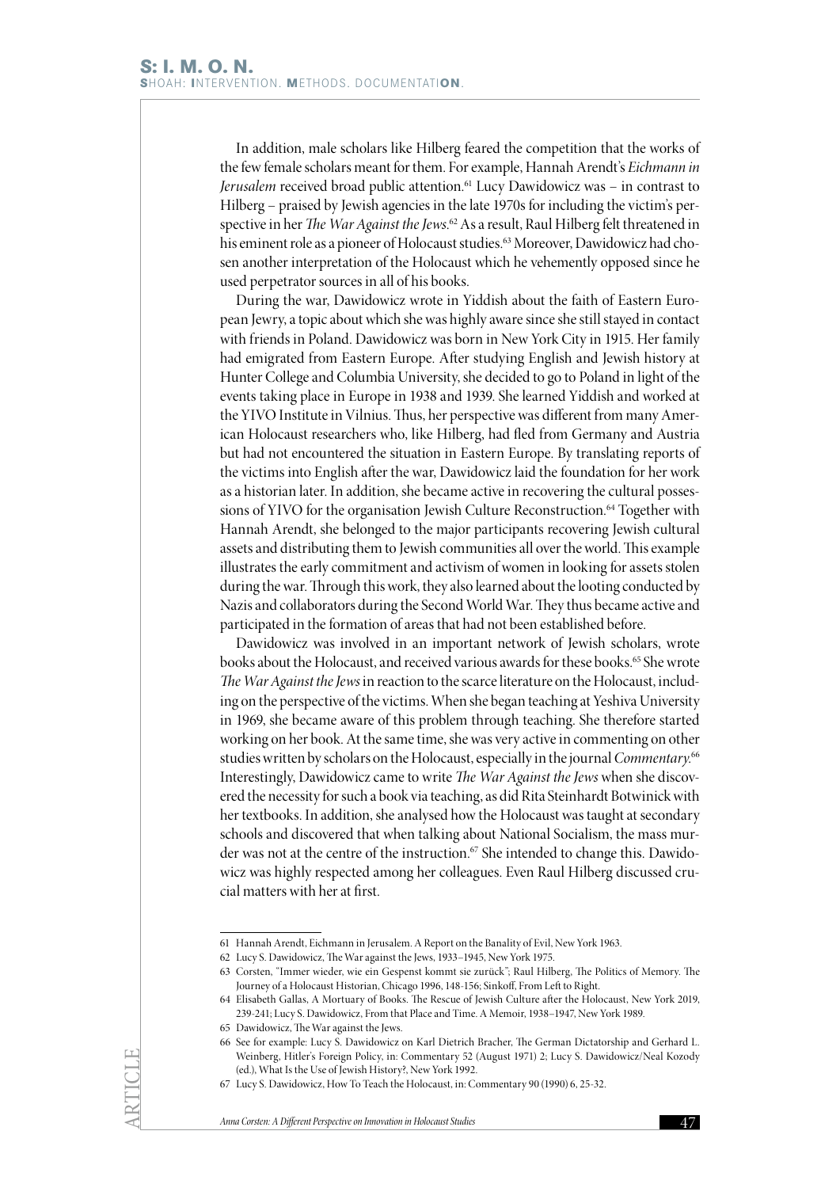In addition, male scholars like Hilberg feared the competition that the works of the few female scholars meant for them. For example, Hannah Arendt's *Eichmann in Jerusalem* received broad public attention.[61] Lucy Dawidowicz was – in contrast to Hilberg – praised by Jewish agencies in the late 1970s for including the victim's perspective in her *The War Against the Jews*.[62] As a result, Raul Hilberg felt threatened in his eminent role as a pioneer of Holocaust studies.[63] Moreover, Dawidowicz had chosen another interpretation of the Holocaust which he vehemently opposed since he used perpetrator sources in all of his books.

During the war, Dawidowicz wrote in Yiddish about the faith of Eastern European Jewry, a topic about which she was highly aware since she still stayed in contact with friends in Poland. Dawidowicz was born in New York City in 1915. Her family had emigrated from Eastern Europe. After studying English and Jewish history at Hunter College and Columbia University, she decided to go to Poland in light of the events taking place in Europe in 1938 and 1939. She learned Yiddish and worked at the YIVO Institute in Vilnius. Thus, her perspective was different from many American Holocaust researchers who, like Hilberg, had fled from Germany and Austria but had not encountered the situation in Eastern Europe. By translating reports of the victims into English after the war, Dawidowicz laid the foundation for her work as a historian later. In addition, she became active in recovering the cultural possessions of YIVO for the organisation Jewish Culture Reconstruction.[64] Together with Hannah Arendt, she belonged to the major participants recovering Jewish cultural assets and distributing them to Jewish communities all over the world. This example illustrates the early commitment and activism of women in looking for assets stolen during the war. Through this work, they also learned about the looting conducted by Nazis and collaborators during the Second World War. They thus became active and participated in the formation of areas that had not been established before.

Dawidowicz was involved in an important network of Jewish scholars, wrote books about the Holocaust, and received various awards for these books.[65] She wrote *The War Against the Jews* in reaction to the scarce literature on the Holocaust, including on the perspective of the victims. When she began teaching at Yeshiva University in 1969, she became aware of this problem through teaching. She therefore started working on her book. At the same time, she was very active in commenting on other studies written by scholars on the Holocaust, especially in the journal *Commentary*.[66] Interestingly, Dawidowicz came to write *The War Against the Jews* when she discovered the necessity for such a book via teaching, as did Rita Steinhardt Botwinick with her textbooks. In addition, she analysed how the Holocaust was taught at secondary schools and discovered that when talking about National Socialism, the mass murder was not at the centre of the instruction.[67] She intended to change this. Dawidowicz was highly respected among her colleagues. Even Raul Hilberg discussed crucial matters with her at first.

---

61 Hannah Arendt, Eichmann in Jerusalem. A Report on the Banality of Evil, New York 1963.

62 Lucy S. Dawidowicz, The War against the Jews, 1933–1945, New York 1975.

63 Corsten, "Immer wieder, wie ein Gespenst kommt sie zurück"; Raul Hilberg, The Politics of Memory. The Journey of a Holocaust Historian, Chicago 1996, 148-156; Sinkoff, From Left to Right.

64 Elisabeth Gallas, A Mortuary of Books. The Rescue of Jewish Culture after the Holocaust, New York 2019, 239-241; Lucy S. Dawidowicz, From that Place and Time. A Memoir, 1938–1947, New York 1989.

65 Dawidowicz, The War against the Jews.

66 See for example: Lucy S. Dawidowicz on Karl Dietrich Bracher, The German Dictatorship and Gerhard L. Weinberg, Hitler's Foreign Policy, in: Commentary 52 (August 1971) 2; Lucy S. Dawidowicz/Neal Kozody (ed.), What Is the Use of Jewish History?, New York 1992.

67 Lucy S. Dawidowicz, How To Teach the Holocaust, in: Commentary 90 (1990) 6, 25-32.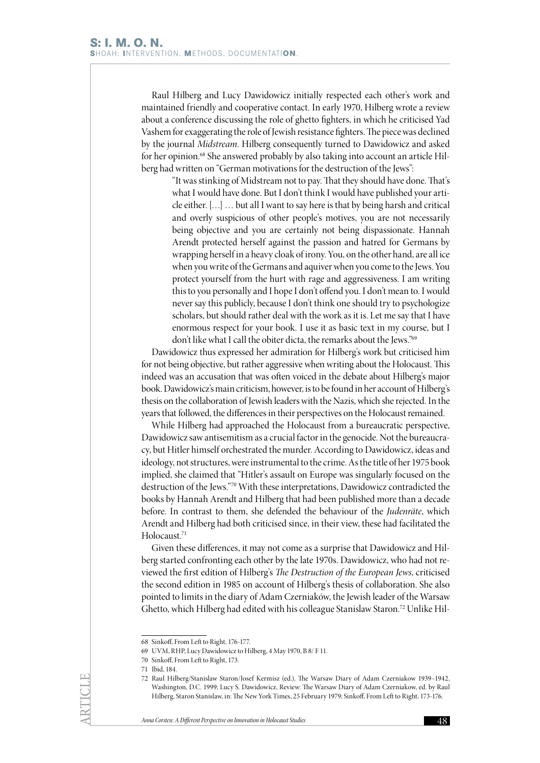Raul Hilberg and Lucy Dawidowicz initially respected each other's work and maintained friendly and cooperative contact. In early 1970, Hilberg wrote a review about a conference discussing the role of ghetto fighters, in which he criticised Yad Vashem for exaggerating the role of Jewish resistance fighters. The piece was declined by the journal *Midstream*. Hilberg consequently turned to Dawidowicz and asked for her opinion.[68] She answered probably by also taking into account an article Hilberg had written on "German motivations for the destruction of the Jews":

> "It was stinking of Midstream not to pay. That they should have done. That's what I would have done. But I don't think I would have published your article either. […] … but all I want to say here is that by being harsh and critical and overly suspicious of other people's motives, you are not necessarily being objective and you are certainly not being dispassionate. Hannah Arendt protected herself against the passion and hatred for Germans by wrapping herself in a heavy cloak of irony. You, on the other hand, are all ice when you write of the Germans and aquiver when you come to the Jews. You protect yourself from the hurt with rage and aggressiveness. I am writing this to you personally and I hope I don't offend you. I don't mean to. I would never say this publicly, because I don't think one should try to psychologize scholars, but should rather deal with the work as it is. Let me say that I have enormous respect for your book. I use it as basic text in my course, but I don't like what I call the obiter dicta, the remarks about the Jews."[69]

Dawidowicz thus expressed her admiration for Hilberg's work but criticised him for not being objective, but rather aggressive when writing about the Holocaust. This indeed was an accusation that was often voiced in the debate about Hilberg's major book. Dawidowicz's main criticism, however, is to be found in her account of Hilberg's thesis on the collaboration of Jewish leaders with the Nazis, which she rejected. In the years that followed, the differences in their perspectives on the Holocaust remained.

While Hilberg had approached the Holocaust from a bureaucratic perspective, Dawidowicz saw antisemitism as a crucial factor in the genocide. Not the bureaucracy, but Hitler himself orchestrated the murder. According to Dawidowicz, ideas and ideology, not structures, were instrumental to the crime. As the title of her 1975 book implied, she claimed that "Hitler's assault on Europe was singularly focused on the destruction of the Jews."[70] With these interpretations, Dawidowicz contradicted the books by Hannah Arendt and Hilberg that had been published more than a decade before. In contrast to them, she defended the behaviour of the *Judenräte*, which Arendt and Hilberg had both criticised since, in their view, these had facilitated the Holocaust.[71]

Given these differences, it may not come as a surprise that Dawidowicz and Hilberg started confronting each other by the late 1970s. Dawidowicz, who had not reviewed the first edition of Hilberg's *The Destruction of the European Jews*, criticised the second edition in 1985 on account of Hilberg's thesis of collaboration. She also pointed to limits in the diary of Adam Czerniaków, the Jewish leader of the Warsaw Ghetto, which Hilberg had edited with his colleague Stanislaw Staron.[72] Unlike Hil-

---

68 Sinkoff, From Left to Right, 176-177.

69 UVM, RHP, Lucy Dawidowicz to Hilberg, 4 May 1970, B 8/ F 11.

70 Sinkoff, From Left to Right, 173.

71 Ibid, 184.

72 Raul Hilberg/Stanislaw Staron/Josef Kermisz (ed.), The Warsaw Diary of Adam Czerniakow 1939–1942, Washington, D.C. 1999; Lucy S. Dawidowicz, Review: The Warsaw Diary of Adam Czerniakow, ed. by Raul Hilberg, Staron Stanislaw, in: The New York Times, 25 February 1979; Sinkoff, From Left to Right, 173-176.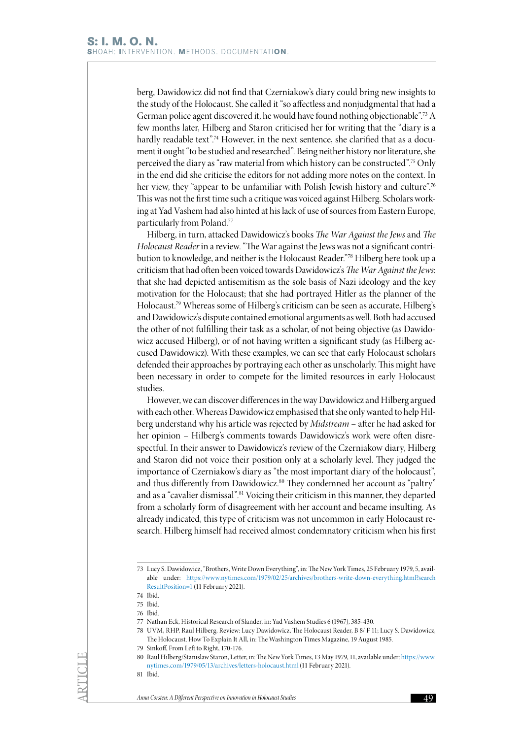berg, Dawidowicz did not find that Czerniakow's diary could bring new insights to the study of the Holocaust. She called it "so affectless and nonjudgmental that had a German police agent discovered it, he would have found nothing objectionable".[73] A few months later, Hilberg and Staron criticised her for writing that the "diary is a hardly readable text".[74] However, in the next sentence, she clarified that as a document it ought "to be studied and researched". Being neither history nor literature, she perceived the diary as "raw material from which history can be constructed".[75] Only in the end did she criticise the editors for not adding more notes on the context. In her view, they "appear to be unfamiliar with Polish Jewish history and culture".[76] This was not the first time such a critique was voiced against Hilberg. Scholars working at Yad Vashem had also hinted at his lack of use of sources from Eastern Europe, particularly from Poland.[77]

Hilberg, in turn, attacked Dawidowicz's books *The War Against the Jews* and *The Holocaust Reader* in a review. "The War against the Jews was not a significant contribution to knowledge, and neither is the Holocaust Reader."[78] Hilberg here took up a criticism that had often been voiced towards Dawidowicz's *The War Against the Jews*: that she had depicted antisemitism as the sole basis of Nazi ideology and the key motivation for the Holocaust; that she had portrayed Hitler as the planner of the Holocaust.[79] Whereas some of Hilberg's criticism can be seen as accurate, Hilberg's and Dawidowicz's dispute contained emotional arguments as well. Both had accused the other of not fulfilling their task as a scholar, of not being objective (as Dawidowicz accused Hilberg), or of not having written a significant study (as Hilberg accused Dawidowicz). With these examples, we can see that early Holocaust scholars defended their approaches by portraying each other as unscholarly. This might have been necessary in order to compete for the limited resources in early Holocaust studies.

However, we can discover differences in the way Dawidowicz and Hilberg argued with each other. Whereas Dawidowicz emphasised that she only wanted to help Hilberg understand why his article was rejected by *Midstream* – after he had asked for her opinion – Hilberg's comments towards Dawidowicz's work were often disrespectful. In their answer to Dawidowicz's review of the Czerniakow diary, Hilberg and Staron did not voice their position only at a scholarly level. They judged the importance of Czerniakow's diary as "the most important diary of the holocaust", and thus differently from Dawidowicz.[80] They condemned her account as "paltry" and as a "cavalier dismissal".[81] Voicing their criticism in this manner, they departed from a scholarly form of disagreement with her account and became insulting. As already indicated, this type of criticism was not uncommon in early Holocaust research. Hilberg himself had received almost condemnatory criticism when his first

---

73 Lucy S. Dawidowicz, "Brothers, Write Down Everything", in: The New York Times, 25 February 1979, 5, available under: https://www.nytimes.com/1979/02/25/archives/brothers-write-down-everything.html?searchResultPosition=1 (11 February 2021).

74 Ibid.

75 Ibid.

76 Ibid.

77 Nathan Eck, Historical Research of Slander, in: Yad Vashem Studies 6 (1967), 385-430.

78 UVM, RHP, Raul Hilberg, Review: Lucy Dawidowicz, The Holocaust Reader, B 8/ F 11; Lucy S. Dawidowicz, The Holocaust. How To Explain It All, in: The Washington Times Magazine, 19 August 1985.

79 Sinkoff, From Left to Right, 170-176.

80 Raul Hilberg/Stanislaw Staron, Letter, in: The New York Times, 13 May 1979, 11, available under: https://www.nytimes.com/1979/05/13/archives/letters-holocaust.html (11 February 2021).

81 Ibid.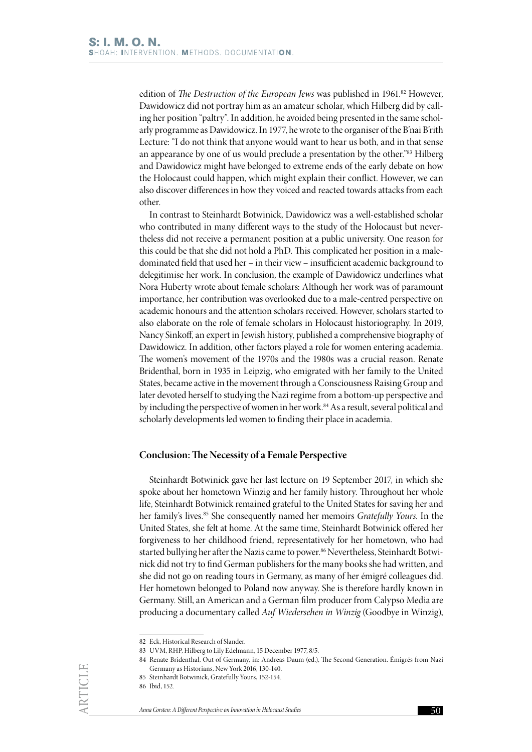edition of *The Destruction of the European Jews* was published in 1961.[82] However, Dawidowicz did not portray him as an amateur scholar, which Hilberg did by calling her position "paltry". In addition, he avoided being presented in the same scholarly programme as Dawidowicz. In 1977, he wrote to the organiser of the B'nai B'rith Lecture: "I do not think that anyone would want to hear us both, and in that sense an appearance by one of us would preclude a presentation by the other."[83] Hilberg and Dawidowicz might have belonged to extreme ends of the early debate on how the Holocaust could happen, which might explain their conflict. However, we can also discover differences in how they voiced and reacted towards attacks from each other.

In contrast to Steinhardt Botwinick, Dawidowicz was a well-established scholar who contributed in many different ways to the study of the Holocaust but nevertheless did not receive a permanent position at a public university. One reason for this could be that she did not hold a PhD. This complicated her position in a male-dominated field that used her – in their view – insufficient academic background to delegitimise her work. In conclusion, the example of Dawidowicz underlines what Nora Huberty wrote about female scholars: Although her work was of paramount importance, her contribution was overlooked due to a male-centred perspective on academic honours and the attention scholars received. However, scholars started to also elaborate on the role of female scholars in Holocaust historiography. In 2019, Nancy Sinkoff, an expert in Jewish history, published a comprehensive biography of Dawidowicz. In addition, other factors played a role for women entering academia. The women's movement of the 1970s and the 1980s was a crucial reason. Renate Bridenthal, born in 1935 in Leipzig, who emigrated with her family to the United States, became active in the movement through a Consciousness Raising Group and later devoted herself to studying the Nazi regime from a bottom-up perspective and by including the perspective of women in her work.[84] As a result, several political and scholarly developments led women to finding their place in academia.

## Conclusion: The Necessity of a Female Perspective

Steinhardt Botwinick gave her last lecture on 19 September 2017, in which she spoke about her hometown Winzig and her family history. Throughout her whole life, Steinhardt Botwinick remained grateful to the United States for saving her and her family's lives.[85] She consequently named her memoirs *Gratefully Yours*. In the United States, she felt at home. At the same time, Steinhardt Botwinick offered her forgiveness to her childhood friend, representatively for her hometown, who had started bullying her after the Nazis came to power.[86] Nevertheless, Steinhardt Botwinick did not try to find German publishers for the many books she had written, and she did not go on reading tours in Germany, as many of her émigré colleagues did. Her hometown belonged to Poland now anyway. She is therefore hardly known in Germany. Still, an American and a German film producer from Calypso Media are producing a documentary called *Auf Wiedersehen in Winzig* (Goodbye in Winzig),

---

82 Eck, Historical Research of Slander.

83 UVM, RHP, Hilberg to Lily Edelmann, 15 December 1977, 8/5.

84 Renate Bridenthal, Out of Germany, in: Andreas Daum (ed.), The Second Generation. Émigrés from Nazi Germany as Historians, New York 2016, 130-140.

85 Steinhardt Botwinick, Gratefully Yours, 152-154.

86 Ibid, 152.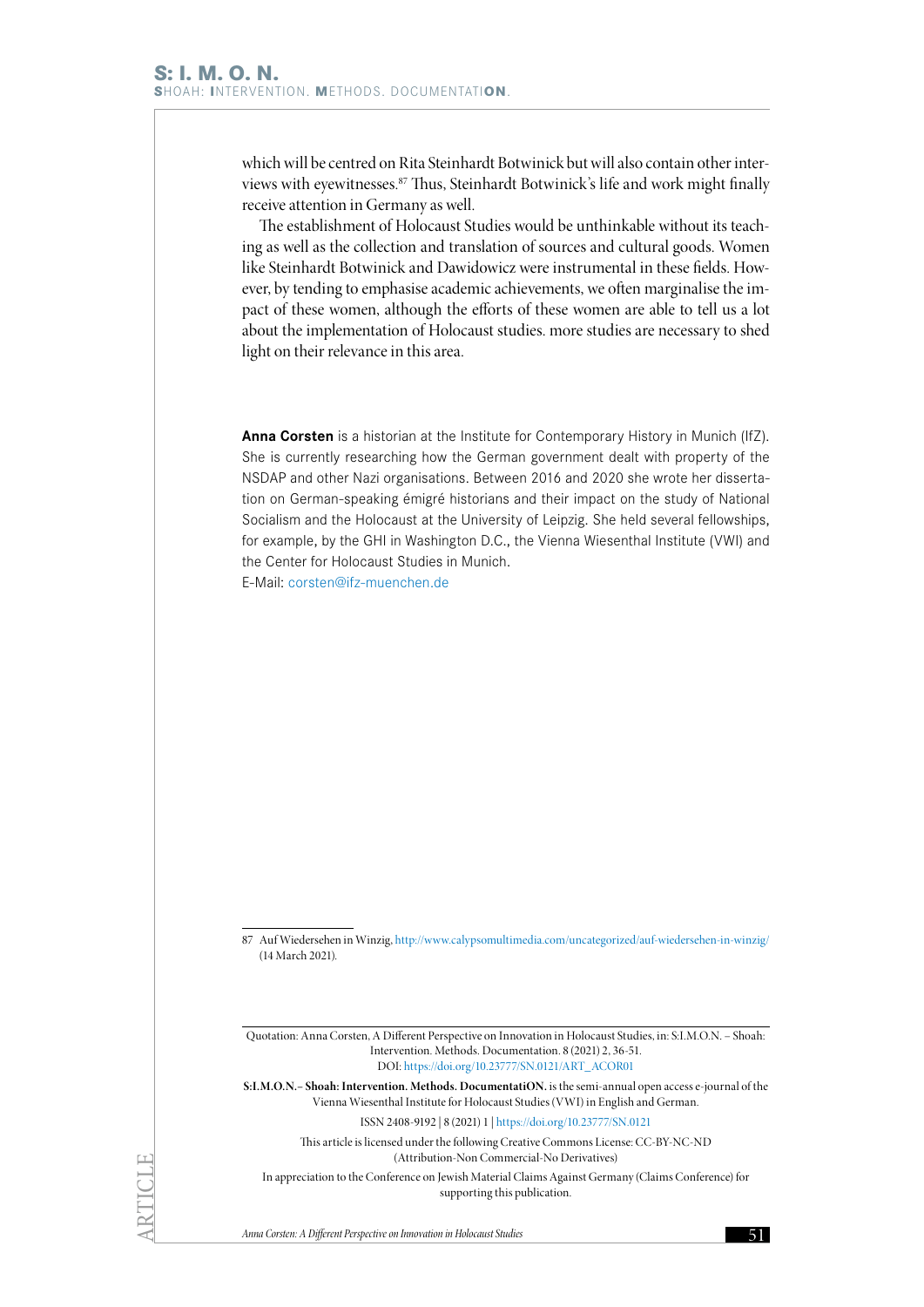which will be centred on Rita Steinhardt Botwinick but will also contain other interviews with eyewitnesses.[87] Thus, Steinhardt Botwinick's life and work might finally receive attention in Germany as well.

The establishment of Holocaust Studies would be unthinkable without its teaching as well as the collection and translation of sources and cultural goods. Women like Steinhardt Botwinick and Dawidowicz were instrumental in these fields. However, by tending to emphasise academic achievements, we often marginalise the impact of these women, although the efforts of these women are able to tell us a lot about the implementation of Holocaust studies. more studies are necessary to shed light on their relevance in this area.

**Anna Corsten** is a historian at the Institute for Contemporary History in Munich (IfZ). She is currently researching how the German government dealt with property of the NSDAP and other Nazi organisations. Between 2016 and 2020 she wrote her dissertation on German-speaking émigré historians and their impact on the study of National Socialism and the Holocaust at the University of Leipzig. She held several fellowships, for example, by the GHI in Washington D.C., the Vienna Wiesenthal Institute (VWI) and the Center for Holocaust Studies in Munich.
E-Mail: corsten@ifz-muenchen.de

87 Auf Wiedersehen in Winzig, http://www.calypsomultimedia.com/uncategorized/auf-wiedersehen-in-winzig/ (14 March 2021).

Quotation: Anna Corsten, A Different Perspective on Innovation in Holocaust Studies, in: S:I.M.O.N. – Shoah: Intervention. Methods. Documentation. 8 (2021) 2, 36-51.
DOI: https://doi.org/10.23777/SN.0121/ART_ACOR01

**S:I.M.O.N.– Shoah: Intervention. Methods. DocumentatiON.** is the semi-annual open access e-journal of the Vienna Wiesenthal Institute for Holocaust Studies (VWI) in English and German.

ISSN 2408-9192 | 8 (2021) 1 | https://doi.org/10.23777/SN.0121

This article is licensed under the following Creative Commons License: CC-BY-NC-ND (Attribution-Non Commercial-No Derivatives)

In appreciation to the Conference on Jewish Material Claims Against Germany (Claims Conference) for supporting this publication.